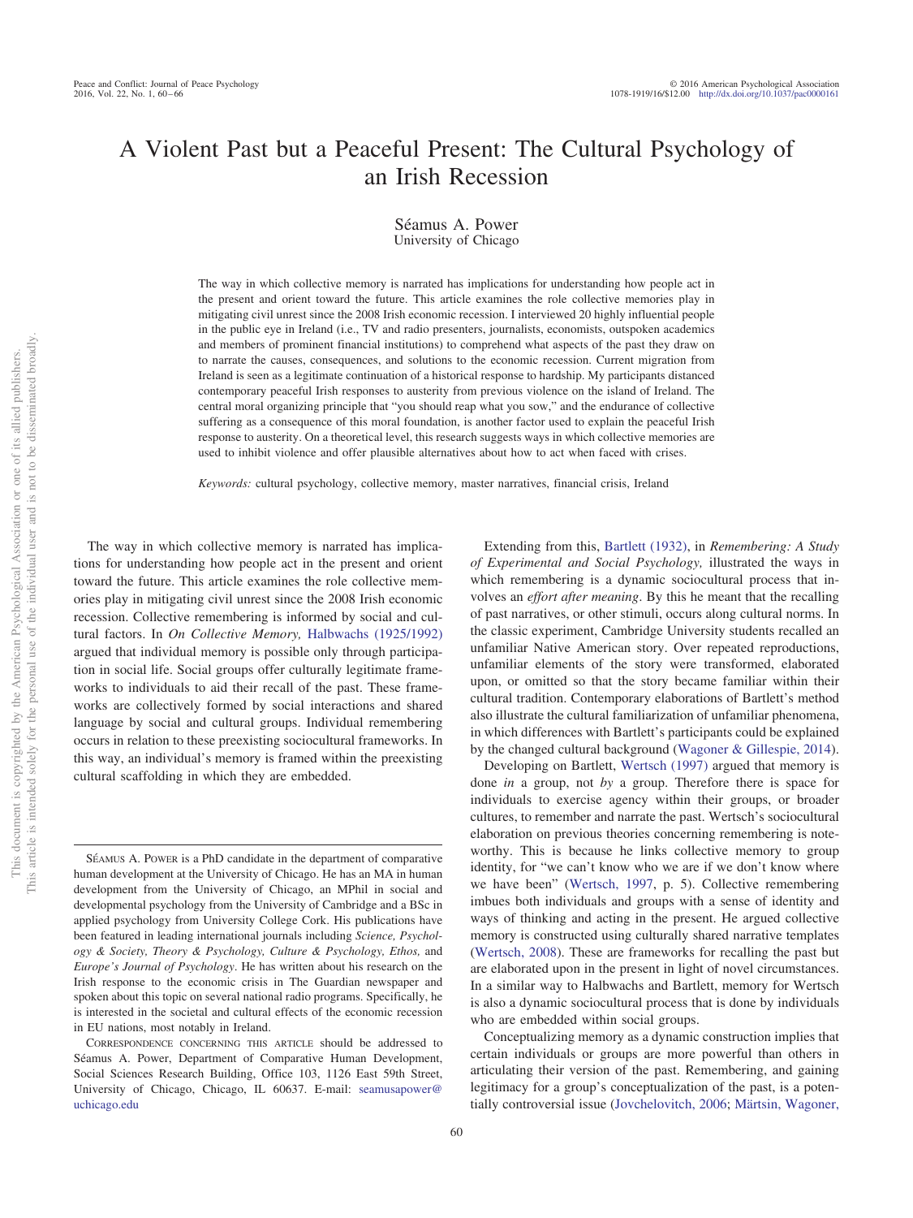# A Violent Past but a Peaceful Present: The Cultural Psychology of an Irish Recession

Séamus A. Power
University of Chicago

The way in which collective memory is narrated has implications for understanding how people act in the present and orient toward the future. This article examines the role collective memories play in mitigating civil unrest since the 2008 Irish economic recession. I interviewed 20 highly influential people in the public eye in Ireland (i.e., TV and radio presenters, journalists, economists, outspoken academics and members of prominent financial institutions) to comprehend what aspects of the past they draw on to narrate the causes, consequences, and solutions to the economic recession. Current migration from Ireland is seen as a legitimate continuation of a historical response to hardship. My participants distanced contemporary peaceful Irish responses to austerity from previous violence on the island of Ireland. The central moral organizing principle that "you should reap what you sow," and the endurance of collective suffering as a consequence of this moral foundation, is another factor used to explain the peaceful Irish response to austerity. On a theoretical level, this research suggests ways in which collective memories are used to inhibit violence and offer plausible alternatives about how to act when faced with crises.

*Keywords:* cultural psychology, collective memory, master narratives, financial crisis, Ireland

The way in which collective memory is narrated has implications for understanding how people act in the present and orient toward the future. This article examines the role collective memories play in mitigating civil unrest since the 2008 Irish economic recession. Collective remembering is informed by social and cultural factors. In *On Collective Memory,* Halbwachs (1925/1992) argued that individual memory is possible only through participation in social life. Social groups offer culturally legitimate frameworks to individuals to aid their recall of the past. These frameworks are collectively formed by social interactions and shared language by social and cultural groups. Individual remembering occurs in relation to these preexisting sociocultural frameworks. In this way, an individual's memory is framed within the preexisting cultural scaffolding in which they are embedded.

Extending from this, Bartlett (1932), in *Remembering: A Study of Experimental and Social Psychology,* illustrated the ways in which remembering is a dynamic sociocultural process that involves an *effort after meaning*. By this he meant that the recalling of past narratives, or other stimuli, occurs along cultural norms. In the classic experiment, Cambridge University students recalled an unfamiliar Native American story. Over repeated reproductions, unfamiliar elements of the story were transformed, elaborated upon, or omitted so that the story became familiar within their cultural tradition. Contemporary elaborations of Bartlett's method also illustrate the cultural familiarization of unfamiliar phenomena, in which differences with Bartlett's participants could be explained by the changed cultural background (Wagoner & Gillespie, 2014).

Developing on Bartlett, Wertsch (1997) argued that memory is done *in* a group, not *by* a group. Therefore there is space for individuals to exercise agency within their groups, or broader cultures, to remember and narrate the past. Wertsch's sociocultural elaboration on previous theories concerning remembering is noteworthy. This is because he links collective memory to group identity, for "we can't know who we are if we don't know where we have been" (Wertsch, 1997, p. 5). Collective remembering imbues both individuals and groups with a sense of identity and ways of thinking and acting in the present. He argued collective memory is constructed using culturally shared narrative templates (Wertsch, 2008). These are frameworks for recalling the past but are elaborated upon in the present in light of novel circumstances. In a similar way to Halbwachs and Bartlett, memory for Wertsch is also a dynamic sociocultural process that is done by individuals who are embedded within social groups.

Conceptualizing memory as a dynamic construction implies that certain individuals or groups are more powerful than others in articulating their version of the past. Remembering, and gaining legitimacy for a group's conceptualization of the past, is a potentially controversial issue (Jovchelovitch, 2006; Märtsin, Wagoner,

---

Séamus A. Power is a PhD candidate in the department of comparative human development at the University of Chicago. He has an MA in human development from the University of Chicago, an MPhil in social and developmental psychology from the University of Cambridge and a BSc in applied psychology from University College Cork. His publications have been featured in leading international journals including *Science, Psychology & Society, Theory & Psychology, Culture & Psychology, Ethos,* and *Europe's Journal of Psychology*. He has written about his research on the Irish response to the economic crisis in The Guardian newspaper and spoken about this topic on several national radio programs. Specifically, he is interested in the societal and cultural effects of the economic recession in EU nations, most notably in Ireland.

Correspondence concerning this article should be addressed to Séamus A. Power, Department of Comparative Human Development, Social Sciences Research Building, Office 103, 1126 East 59th Street, University of Chicago, Chicago, IL 60637. E-mail: seamusapower@uchicago.edu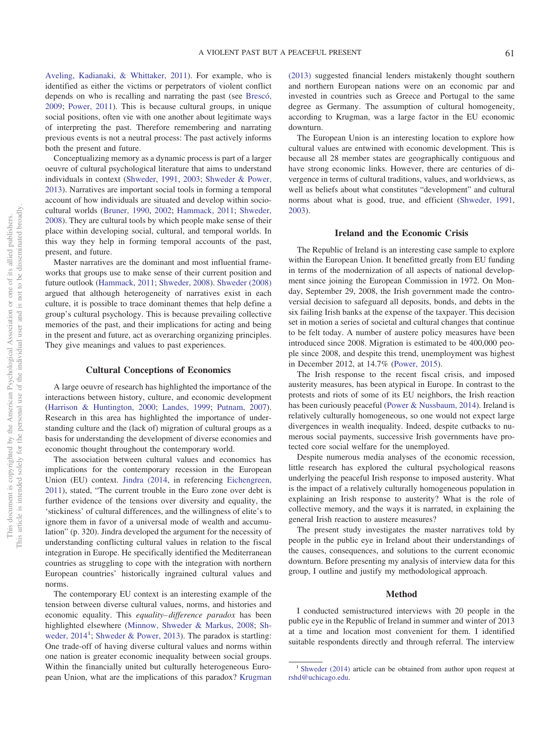Aveling, Kadianaki, & Whittaker, 2011). For example, who is identified as either the victims or perpetrators of violent conflict depends on who is recalling and narrating the past (see Brescó, 2009; Power, 2011). This is because cultural groups, in unique social positions, often vie with one another about legitimate ways of interpreting the past. Therefore remembering and narrating previous events is not a neutral process: The past actively informs both the present and future.

Conceptualizing memory as a dynamic process is part of a larger oeuvre of cultural psychological literature that aims to understand individuals in context (Shweder, 1991, 2003; Shweder & Power, 2013). Narratives are important social tools in forming a temporal account of how individuals are situated and develop within sociocultural worlds (Bruner, 1990, 2002; Hammack, 2011; Shweder, 2008). They are cultural tools by which people make sense of their place within developing social, cultural, and temporal worlds. In this way they help in forming temporal accounts of the past, present, and future.

Master narratives are the dominant and most influential frameworks that groups use to make sense of their current position and future outlook (Hammack, 2011; Shweder, 2008). Shweder (2008) argued that although heterogeneity of narratives exist in each culture, it is possible to trace dominant themes that help define a group's cultural psychology. This is because prevailing collective memories of the past, and their implications for acting and being in the present and future, act as overarching organizing principles. They give meanings and values to past experiences.

## Cultural Conceptions of Economics

A large oeuvre of research has highlighted the importance of the interactions between history, culture, and economic development (Harrison & Huntington, 2000; Landes, 1999; Putnam, 2007). Research in this area has highlighted the importance of understanding culture and the (lack of) migration of cultural groups as a basis for understanding the development of diverse economies and economic thought throughout the contemporary world.

The association between cultural values and economics has implications for the contemporary recession in the European Union (EU) context. Jindra (2014, in referencing Eichengreen, 2011), stated, "The current trouble in the Euro zone over debt is further evidence of the tensions over diversity and equality, the 'stickiness' of cultural differences, and the willingness of elite's to ignore them in favor of a universal mode of wealth and accumulation" (p. 320). Jindra developed the argument for the necessity of understanding conflicting cultural values in relation to the fiscal integration in Europe. He specifically identified the Mediterranean countries as struggling to cope with the integration with northern European countries' historically ingrained cultural values and norms.

The contemporary EU context is an interesting example of the tension between diverse cultural values, norms, and histories and economic equality. This *equality–difference paradox* has been highlighted elsewhere (Minnow, Shweder & Markus, 2008; Shweder, 2014[1]; Shweder & Power, 2013). The paradox is startling: One trade-off of having diverse cultural values and norms within one nation is greater economic inequality between social groups. Within the financially united but culturally heterogeneous European Union, what are the implications of this paradox? Krugman (2013) suggested financial lenders mistakenly thought southern and northern European nations were on an economic par and invested in countries such as Greece and Portugal to the same degree as Germany. The assumption of cultural homogeneity, according to Krugman, was a large factor in the EU economic downturn.

The European Union is an interesting location to explore how cultural values are entwined with economic development. This is because all 28 member states are geographically contiguous and have strong economic links. However, there are centuries of divergence in terms of cultural traditions, values, and worldviews, as well as beliefs about what constitutes "development" and cultural norms about what is good, true, and efficient (Shweder, 1991, 2003).

## Ireland and the Economic Crisis

The Republic of Ireland is an interesting case sample to explore within the European Union. It benefitted greatly from EU funding in terms of the modernization of all aspects of national development since joining the European Commission in 1972. On Monday, September 29, 2008, the Irish government made the controversial decision to safeguard all deposits, bonds, and debts in the six failing Irish banks at the expense of the taxpayer. This decision set in motion a series of societal and cultural changes that continue to be felt today. A number of austere policy measures have been introduced since 2008. Migration is estimated to be 400,000 people since 2008, and despite this trend, unemployment was highest in December 2012, at 14.7% (Power, 2015).

The Irish response to the recent fiscal crisis, and imposed austerity measures, has been atypical in Europe. In contrast to the protests and riots of some of its EU neighbors, the Irish reaction has been curiously peaceful (Power & Nussbaum, 2014). Ireland is relatively culturally homogeneous, so one would not expect large divergences in wealth inequality. Indeed, despite cutbacks to numerous social payments, successive Irish governments have protected core social welfare for the unemployed.

Despite numerous media analyses of the economic recession, little research has explored the cultural psychological reasons underlying the peaceful Irish response to imposed austerity. What is the impact of a relatively culturally homogeneous population in explaining an Irish response to austerity? What is the role of collective memory, and the ways it is narrated, in explaining the general Irish reaction to austere measures?

The present study investigates the master narratives told by people in the public eye in Ireland about their understandings of the causes, consequences, and solutions to the current economic downturn. Before presenting my analysis of interview data for this group, I outline and justify my methodological approach.

## Method

I conducted semistructured interviews with 20 people in the public eye in the Republic of Ireland in summer and winter of 2013 at a time and location most convenient for them. I identified suitable respondents directly and through referral. The interview

[1] Shweder (2014) article can be obtained from author upon request at rshd@uchicago.edu.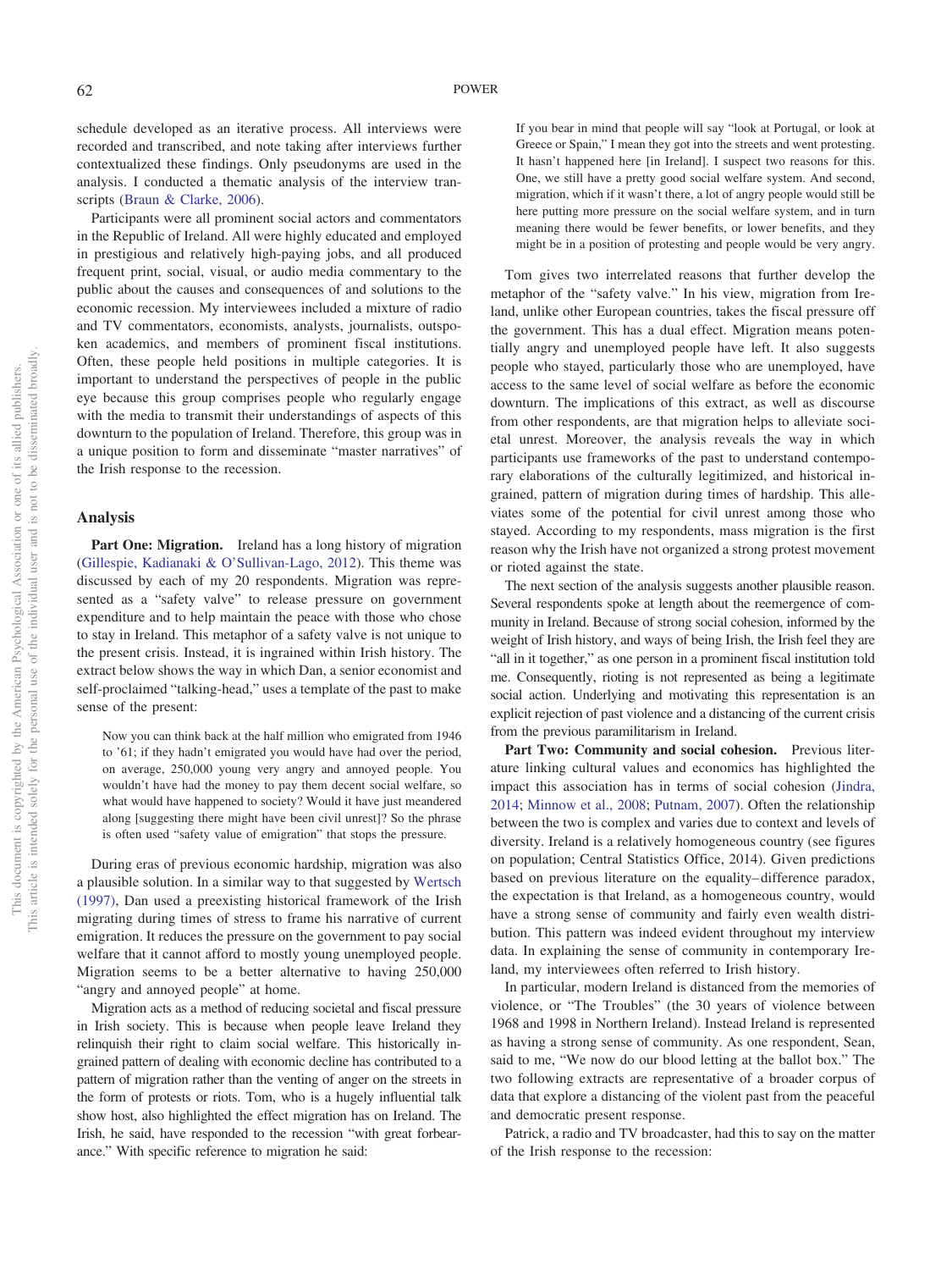schedule developed as an iterative process. All interviews were recorded and transcribed, and note taking after interviews further contextualized these findings. Only pseudonyms are used in the analysis. I conducted a thematic analysis of the interview transcripts (Braun & Clarke, 2006).

Participants were all prominent social actors and commentators in the Republic of Ireland. All were highly educated and employed in prestigious and relatively high-paying jobs, and all produced frequent print, social, visual, or audio media commentary to the public about the causes and consequences of and solutions to the economic recession. My interviewees included a mixture of radio and TV commentators, economists, analysts, journalists, outspoken academics, and members of prominent fiscal institutions. Often, these people held positions in multiple categories. It is important to understand the perspectives of people in the public eye because this group comprises people who regularly engage with the media to transmit their understandings of aspects of this downturn to the population of Ireland. Therefore, this group was in a unique position to form and disseminate "master narratives" of the Irish response to the recession.

## Analysis

**Part One: Migration.** Ireland has a long history of migration (Gillespie, Kadianaki & O'Sullivan-Lago, 2012). This theme was discussed by each of my 20 respondents. Migration was represented as a "safety valve" to release pressure on government expenditure and to help maintain the peace with those who chose to stay in Ireland. This metaphor of a safety valve is not unique to the present crisis. Instead, it is ingrained within Irish history. The extract below shows the way in which Dan, a senior economist and self-proclaimed "talking-head," uses a template of the past to make sense of the present:

> Now you can think back at the half million who emigrated from 1946 to '61; if they hadn't emigrated you would have had over the period, on average, 250,000 young very angry and annoyed people. You wouldn't have had the money to pay them decent social welfare, so what would have happened to society? Would it have just meandered along [suggesting there might have been civil unrest]? So the phrase is often used "safety value of emigration" that stops the pressure.

During eras of previous economic hardship, migration was also a plausible solution. In a similar way to that suggested by Wertsch (1997), Dan used a preexisting historical framework of the Irish migrating during times of stress to frame his narrative of current emigration. It reduces the pressure on the government to pay social welfare that it cannot afford to mostly young unemployed people. Migration seems to be a better alternative to having 250,000 "angry and annoyed people" at home.

Migration acts as a method of reducing societal and fiscal pressure in Irish society. This is because when people leave Ireland they relinquish their right to claim social welfare. This historically ingrained pattern of dealing with economic decline has contributed to a pattern of migration rather than the venting of anger on the streets in the form of protests or riots. Tom, who is a hugely influential talk show host, also highlighted the effect migration has on Ireland. The Irish, he said, have responded to the recession "with great forbearance." With specific reference to migration he said:

> If you bear in mind that people will say "look at Portugal, or look at Greece or Spain," I mean they got into the streets and went protesting. It hasn't happened here [in Ireland]. I suspect two reasons for this. One, we still have a pretty good social welfare system. And second, migration, which if it wasn't there, a lot of angry people would still be here putting more pressure on the social welfare system, and in turn meaning there would be fewer benefits, or lower benefits, and they might be in a position of protesting and people would be very angry.

Tom gives two interrelated reasons that further develop the metaphor of the "safety valve." In his view, migration from Ireland, unlike other European countries, takes the fiscal pressure off the government. This has a dual effect. Migration means potentially angry and unemployed people have left. It also suggests people who stayed, particularly those who are unemployed, have access to the same level of social welfare as before the economic downturn. The implications of this extract, as well as discourse from other respondents, are that migration helps to alleviate societal unrest. Moreover, the analysis reveals the way in which participants use frameworks of the past to understand contemporary elaborations of the culturally legitimized, and historical ingrained, pattern of migration during times of hardship. This alleviates some of the potential for civil unrest among those who stayed. According to my respondents, mass migration is the first reason why the Irish have not organized a strong protest movement or rioted against the state.

The next section of the analysis suggests another plausible reason. Several respondents spoke at length about the reemergence of community in Ireland. Because of strong social cohesion, informed by the weight of Irish history, and ways of being Irish, the Irish feel they are "all in it together," as one person in a prominent fiscal institution told me. Consequently, rioting is not represented as being a legitimate social action. Underlying and motivating this representation is an explicit rejection of past violence and a distancing of the current crisis from the previous paramilitarism in Ireland.

**Part Two: Community and social cohesion.** Previous literature linking cultural values and economics has highlighted the impact this association has in terms of social cohesion (Jindra, 2014; Minnow et al., 2008; Putnam, 2007). Often the relationship between the two is complex and varies due to context and levels of diversity. Ireland is a relatively homogeneous country (see figures on population; Central Statistics Office, 2014). Given predictions based on previous literature on the equality–difference paradox, the expectation is that Ireland, as a homogeneous country, would have a strong sense of community and fairly even wealth distribution. This pattern was indeed evident throughout my interview data. In explaining the sense of community in contemporary Ireland, my interviewees often referred to Irish history.

In particular, modern Ireland is distanced from the memories of violence, or "The Troubles" (the 30 years of violence between 1968 and 1998 in Northern Ireland). Instead Ireland is represented as having a strong sense of community. As one respondent, Sean, said to me, "We now do our blood letting at the ballot box." The two following extracts are representative of a broader corpus of data that explore a distancing of the violent past from the peaceful and democratic present response.

Patrick, a radio and TV broadcaster, had this to say on the matter of the Irish response to the recession: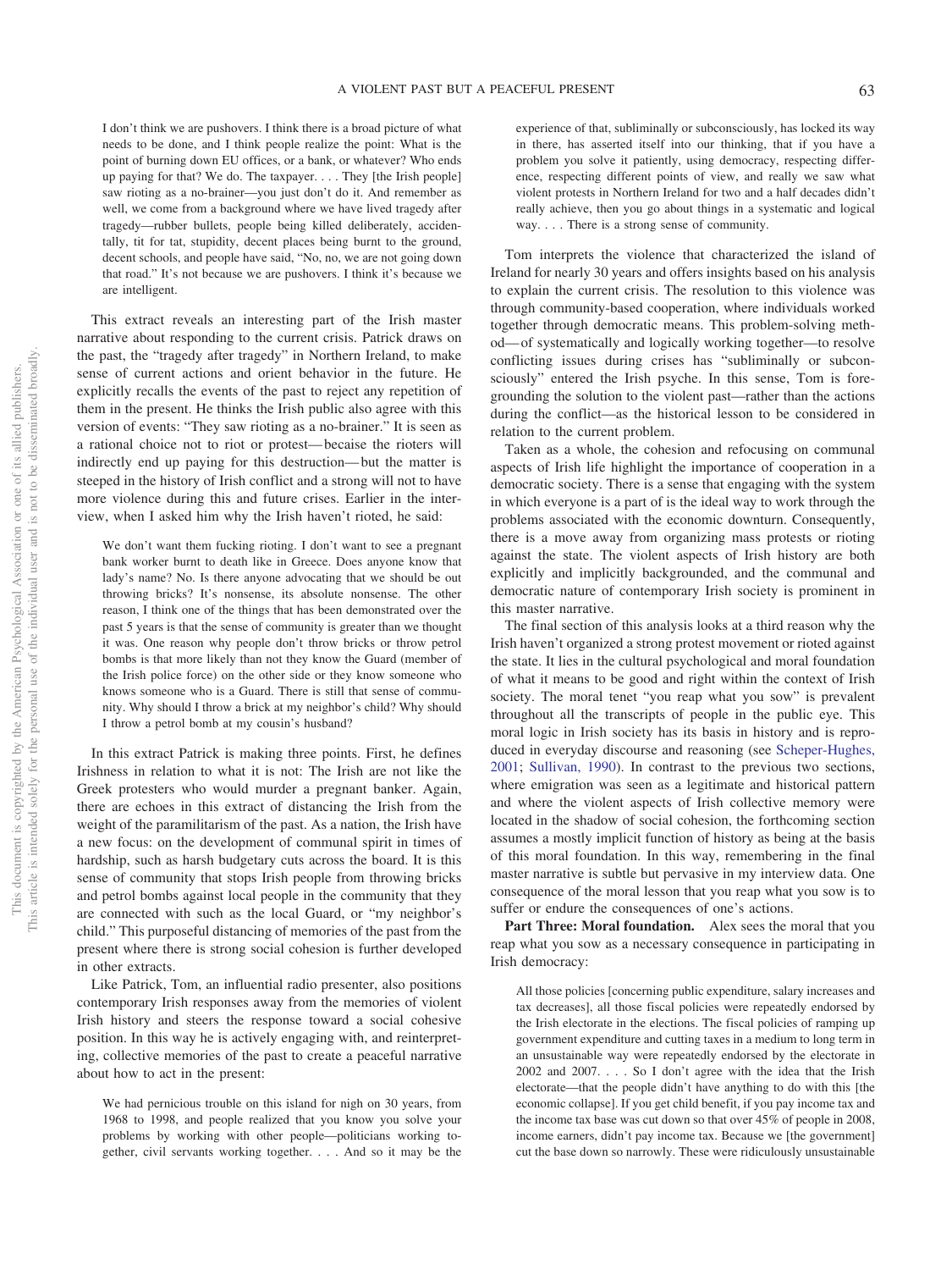> I don't think we are pushovers. I think there is a broad picture of what needs to be done, and I think people realize the point: What is the point of burning down EU offices, or a bank, or whatever? Who ends up paying for that? We do. The taxpayer. . . . They [the Irish people] saw rioting as a no-brainer—you just don't do it. And remember as well, we come from a background where we have lived tragedy after tragedy—rubber bullets, people being killed deliberately, accidentally, tit for tat, stupidity, decent places being burnt to the ground, decent schools, and people have said, "No, no, we are not going down that road." It's not because we are pushovers. I think it's because we are intelligent.

This extract reveals an interesting part of the Irish master narrative about responding to the current crisis. Patrick draws on the past, the "tragedy after tragedy" in Northern Ireland, to make sense of current actions and orient behavior in the future. He explicitly recalls the events of the past to reject any repetition of them in the present. He thinks the Irish public also agree with this version of events: "They saw rioting as a no-brainer." It is seen as a rational choice not to riot or protest—becaise the rioters will indirectly end up paying for this destruction—but the matter is steeped in the history of Irish conflict and a strong will not to have more violence during this and future crises. Earlier in the interview, when I asked him why the Irish haven't rioted, he said:

> We don't want them fucking rioting. I don't want to see a pregnant bank worker burnt to death like in Greece. Does anyone know that lady's name? No. Is there anyone advocating that we should be out throwing bricks? It's nonsense, its absolute nonsense. The other reason, I think one of the things that has been demonstrated over the past 5 years is that the sense of community is greater than we thought it was. One reason why people don't throw bricks or throw petrol bombs is that more likely than not they know the Guard (member of the Irish police force) on the other side or they know someone who knows someone who is a Guard. There is still that sense of community. Why should I throw a brick at my neighbor's child? Why should I throw a petrol bomb at my cousin's husband?

In this extract Patrick is making three points. First, he defines Irishness in relation to what it is not: The Irish are not like the Greek protesters who would murder a pregnant banker. Again, there are echoes in this extract of distancing the Irish from the weight of the paramilitarism of the past. As a nation, the Irish have a new focus: on the development of communal spirit in times of hardship, such as harsh budgetary cuts across the board. It is this sense of community that stops Irish people from throwing bricks and petrol bombs against local people in the community that they are connected with such as the local Guard, or "my neighbor's child." This purposeful distancing of memories of the past from the present where there is strong social cohesion is further developed in other extracts.

Like Patrick, Tom, an influential radio presenter, also positions contemporary Irish responses away from the memories of violent Irish history and steers the response toward a social cohesive position. In this way he is actively engaging with, and reinterpreting, collective memories of the past to create a peaceful narrative about how to act in the present:

> We had pernicious trouble on this island for nigh on 30 years, from 1968 to 1998, and people realized that you know you solve your problems by working with other people—politicians working together, civil servants working together. . . . And so it may be the experience of that, subliminally or subconsciously, has locked its way in there, has asserted itself into our thinking, that if you have a problem you solve it patiently, using democracy, respecting difference, respecting different points of view, and really we saw what violent protests in Northern Ireland for two and a half decades didn't really achieve, then you go about things in a systematic and logical way. . . . There is a strong sense of community.

Tom interprets the violence that characterized the island of Ireland for nearly 30 years and offers insights based on his analysis to explain the current crisis. The resolution to this violence was through community-based cooperation, where individuals worked together through democratic means. This problem-solving method—of systematically and logically working together—to resolve conflicting issues during crises has "subliminally or subconsciously" entered the Irish psyche. In this sense, Tom is foregrounding the solution to the violent past—rather than the actions during the conflict—as the historical lesson to be considered in relation to the current problem.

Taken as a whole, the cohesion and refocusing on communal aspects of Irish life highlight the importance of cooperation in a democratic society. There is a sense that engaging with the system in which everyone is a part of is the ideal way to work through the problems associated with the economic downturn. Consequently, there is a move away from organizing mass protests or rioting against the state. The violent aspects of Irish history are both explicitly and implicitly backgrounded, and the communal and democratic nature of contemporary Irish society is prominent in this master narrative.

The final section of this analysis looks at a third reason why the Irish haven't organized a strong protest movement or rioted against the state. It lies in the cultural psychological and moral foundation of what it means to be good and right within the context of Irish society. The moral tenet "you reap what you sow" is prevalent throughout all the transcripts of people in the public eye. This moral logic in Irish society has its basis in history and is reproduced in everyday discourse and reasoning (see Scheper-Hughes, 2001; Sullivan, 1990). In contrast to the previous two sections, where emigration was seen as a legitimate and historical pattern and where the violent aspects of Irish collective memory were located in the shadow of social cohesion, the forthcoming section assumes a mostly implicit function of history as being at the basis of this moral foundation. In this way, remembering in the final master narrative is subtle but pervasive in my interview data. One consequence of the moral lesson that you reap what you sow is to suffer or endure the consequences of one's actions.

**Part Three: Moral foundation.** Alex sees the moral that you reap what you sow as a necessary consequence in participating in Irish democracy:

> All those policies [concerning public expenditure, salary increases and tax decreases], all those fiscal policies were repeatedly endorsed by the Irish electorate in the elections. The fiscal policies of ramping up government expenditure and cutting taxes in a medium to long term in an unsustainable way were repeatedly endorsed by the electorate in 2002 and 2007. . . . So I don't agree with the idea that the Irish electorate—that the people didn't have anything to do with this [the economic collapse]. If you get child benefit, if you pay income tax and the income tax base was cut down so that over 45% of people in 2008, income earners, didn't pay income tax. Because we [the government] cut the base down so narrowly. These were ridiculously unsustainable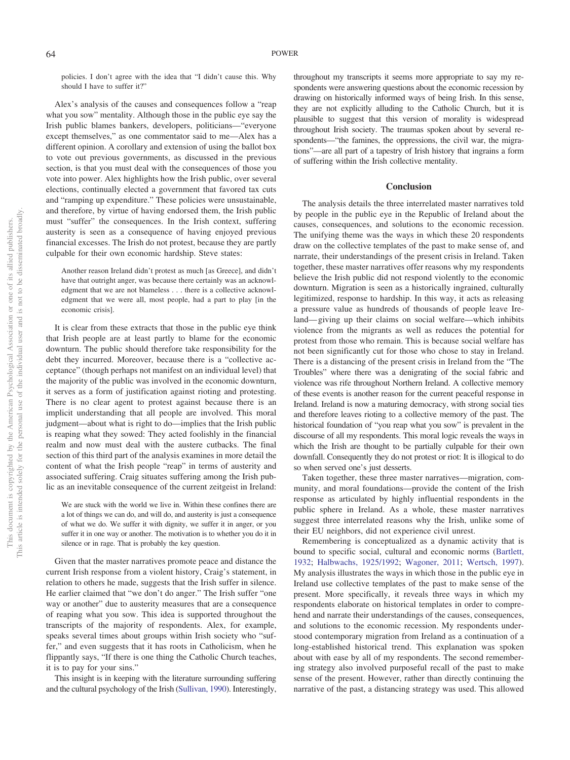policies. I don't agree with the idea that "I didn't cause this. Why should I have to suffer it?"

Alex's analysis of the causes and consequences follow a "reap what you sow" mentality. Although those in the public eye say the Irish public blames bankers, developers, politicians—"everyone except themselves," as one commentator said to me—Alex has a different opinion. A corollary and extension of using the ballot box to vote out previous governments, as discussed in the previous section, is that you must deal with the consequences of those you vote into power. Alex highlights how the Irish public, over several elections, continually elected a government that favored tax cuts and "ramping up expenditure." These policies were unsustainable, and therefore, by virtue of having endorsed them, the Irish public must "suffer" the consequences. In the Irish context, suffering austerity is seen as a consequence of having enjoyed previous financial excesses. The Irish do not protest, because they are partly culpable for their own economic hardship. Steve states:

> Another reason Ireland didn't protest as much [as Greece], and didn't have that outright anger, was because there certainly was an acknowledgment that we are not blameless . . . there is a collective acknowledgment that we were all, most people, had a part to play [in the economic crisis].

It is clear from these extracts that those in the public eye think that Irish people are at least partly to blame for the economic downturn. The public should therefore take responsibility for the debt they incurred. Moreover, because there is a "collective acceptance" (though perhaps not manifest on an individual level) that the majority of the public was involved in the economic downturn, it serves as a form of justification against rioting and protesting. There is no clear agent to protest against because there is an implicit understanding that all people are involved. This moral judgment—about what is right to do—implies that the Irish public is reaping what they sowed: They acted foolishly in the financial realm and now must deal with the austere cutbacks. The final section of this third part of the analysis examines in more detail the content of what the Irish people "reap" in terms of austerity and associated suffering. Craig situates suffering among the Irish public as an inevitable consequence of the current zeitgeist in Ireland:

> We are stuck with the world we live in. Within these confines there are a lot of things we can do, and will do, and austerity is just a consequence of what we do. We suffer it with dignity, we suffer it in anger, or you suffer it in one way or another. The motivation is to whether you do it in silence or in rage. That is probably the key question.

Given that the master narratives promote peace and distance the current Irish response from a violent history, Craig's statement, in relation to others he made, suggests that the Irish suffer in silence. He earlier claimed that "we don't do anger." The Irish suffer "one way or another" due to austerity measures that are a consequence of reaping what you sow. This idea is supported throughout the transcripts of the majority of respondents. Alex, for example, speaks several times about groups within Irish society who "suffer," and even suggests that it has roots in Catholicism, when he flippantly says, "If there is one thing the Catholic Church teaches, it is to pay for your sins."

This insight is in keeping with the literature surrounding suffering and the cultural psychology of the Irish (Sullivan, 1990). Interestingly, throughout my transcripts it seems more appropriate to say my respondents were answering questions about the economic recession by drawing on historically informed ways of being Irish. In this sense, they are not explicitly alluding to the Catholic Church, but it is plausible to suggest that this version of morality is widespread throughout Irish society. The traumas spoken about by several respondents—"the famines, the oppressions, the civil war, the migrations"—are all part of a tapestry of Irish history that ingrains a form of suffering within the Irish collective mentality.

## Conclusion

The analysis details the three interrelated master narratives told by people in the public eye in the Republic of Ireland about the causes, consequences, and solutions to the economic recession. The unifying theme was the ways in which these 20 respondents draw on the collective templates of the past to make sense of, and narrate, their understandings of the present crisis in Ireland. Taken together, these master narratives offer reasons why my respondents believe the Irish public did not respond violently to the economic downturn. Migration is seen as a historically ingrained, culturally legitimized, response to hardship. In this way, it acts as releasing a pressure value as hundreds of thousands of people leave Ireland—giving up their claims on social welfare—which inhibits violence from the migrants as well as reduces the potential for protest from those who remain. This is because social welfare has not been significantly cut for those who chose to stay in Ireland. There is a distancing of the present crisis in Ireland from the "The Troubles" where there was a denigrating of the social fabric and violence was rife throughout Northern Ireland. A collective memory of these events is another reason for the current peaceful response in Ireland. Ireland is now a maturing democracy, with strong social ties and therefore leaves rioting to a collective memory of the past. The historical foundation of "you reap what you sow" is prevalent in the discourse of all my respondents. This moral logic reveals the ways in which the Irish are thought to be partially culpable for their own downfall. Consequently they do not protest or riot: It is illogical to do so when served one's just desserts.

Taken together, these three master narratives—migration, community, and moral foundations—provide the content of the Irish response as articulated by highly influential respondents in the public sphere in Ireland. As a whole, these master narratives suggest three interrelated reasons why the Irish, unlike some of their EU neighbors, did not experience civil unrest.

Remembering is conceptualized as a dynamic activity that is bound to specific social, cultural and economic norms (Bartlett, 1932; Halbwachs, 1925/1992; Wagoner, 2011; Wertsch, 1997). My analysis illustrates the ways in which those in the public eye in Ireland use collective templates of the past to make sense of the present. More specifically, it reveals three ways in which my respondents elaborate on historical templates in order to comprehend and narrate their understandings of the causes, consequences, and solutions to the economic recession. My respondents understood contemporary migration from Ireland as a continuation of a long-established historical trend. This explanation was spoken about with ease by all of my respondents. The second remembering strategy also involved purposeful recall of the past to make sense of the present. However, rather than directly continuing the narrative of the past, a distancing strategy was used. This allowed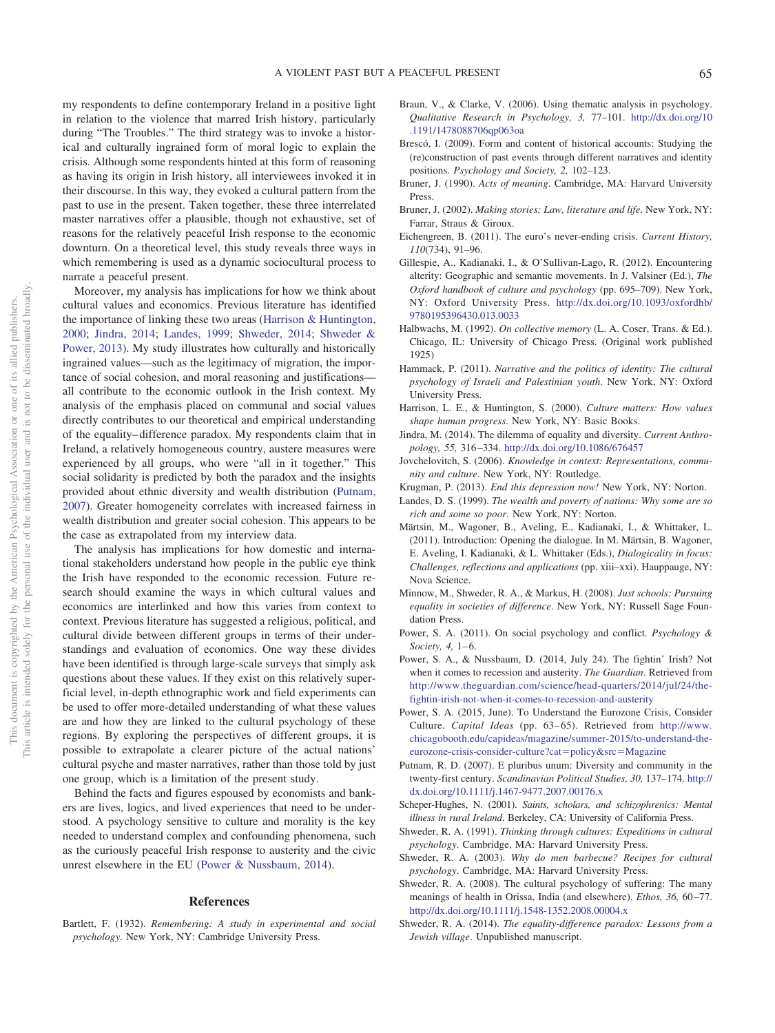my respondents to define contemporary Ireland in a positive light in relation to the violence that marred Irish history, particularly during "The Troubles." The third strategy was to invoke a historical and culturally ingrained form of moral logic to explain the crisis. Although some respondents hinted at this form of reasoning as having its origin in Irish history, all interviewees invoked it in their discourse. In this way, they evoked a cultural pattern from the past to use in the present. Taken together, these three interrelated master narratives offer a plausible, though not exhaustive, set of reasons for the relatively peaceful Irish response to the economic downturn. On a theoretical level, this study reveals three ways in which remembering is used as a dynamic sociocultural process to narrate a peaceful present.

Moreover, my analysis has implications for how we think about cultural values and economics. Previous literature has identified the importance of linking these two areas (Harrison & Huntington, 2000; Jindra, 2014; Landes, 1999; Shweder, 2014; Shweder & Power, 2013). My study illustrates how culturally and historically ingrained values—such as the legitimacy of migration, the importance of social cohesion, and moral reasoning and justifications—all contribute to the economic outlook in the Irish context. My analysis of the emphasis placed on communal and social values directly contributes to our theoretical and empirical understanding of the equality–difference paradox. My respondents claim that in Ireland, a relatively homogeneous country, austere measures were experienced by all groups, who were "all in it together." This social solidarity is predicted by both the paradox and the insights provided about ethnic diversity and wealth distribution (Putnam, 2007). Greater homogeneity correlates with increased fairness in wealth distribution and greater social cohesion. This appears to be the case as extrapolated from my interview data.

The analysis has implications for how domestic and international stakeholders understand how people in the public eye think the Irish have responded to the economic recession. Future research should examine the ways in which cultural values and economics are interlinked and how this varies from context to context. Previous literature has suggested a religious, political, and cultural divide between different groups in terms of their understandings and evaluation of economics. One way these divides have been identified is through large-scale surveys that simply ask questions about these values. If they exist on this relatively superficial level, in-depth ethnographic work and field experiments can be used to offer more-detailed understanding of what these values are and how they are linked to the cultural psychology of these regions. By exploring the perspectives of different groups, it is possible to extrapolate a clearer picture of the actual nations' cultural psyche and master narratives, rather than those told by just one group, which is a limitation of the present study.

Behind the facts and figures espoused by economists and bankers are lives, logics, and lived experiences that need to be understood. A psychology sensitive to culture and morality is the key needed to understand complex and confounding phenomena, such as the curiously peaceful Irish response to austerity and the civic unrest elsewhere in the EU (Power & Nussbaum, 2014).

## References

Bartlett, F. (1932). *Remembering: A study in experimental and social psychology*. New York, NY: Cambridge University Press.

Braun, V., & Clarke, V. (2006). Using thematic analysis in psychology. *Qualitative Research in Psychology, 3,* 77–101. http://dx.doi.org/10.1191/1478088706qp063oa

Brescó, I. (2009). Form and content of historical accounts: Studying the (re)construction of past events through different narratives and identity positions. *Psychology and Society, 2,* 102–123.

Bruner, J. (1990). *Acts of meaning*. Cambridge, MA: Harvard University Press.

Bruner, J. (2002). *Making stories: Law, literature and life*. New York, NY: Farrar, Straus & Giroux.

Eichengreen, B. (2011). The euro's never-ending crisis. *Current History, 110*(734), 91–96.

Gillespie, A., Kadianaki, I., & O'Sullivan-Lago, R. (2012). Encountering alterity: Geographic and semantic movements. In J. Valsiner (Ed.), *The Oxford handbook of culture and psychology* (pp. 695–709). New York, NY: Oxford University Press. http://dx.doi.org/10.1093/oxfordhb/9780195396430.013.0033

Halbwachs, M. (1992). *On collective memory* (L. A. Coser, Trans. & Ed.). Chicago, IL: University of Chicago Press. (Original work published 1925)

Hammack, P. (2011). *Narrative and the politics of identity: The cultural psychology of Israeli and Palestinian youth*. New York, NY: Oxford University Press.

Harrison, L. E., & Huntington, S. (2000). *Culture matters: How values shape human progress*. New York, NY: Basic Books.

Jindra, M. (2014). The dilemma of equality and diversity. *Current Anthropology, 55,* 316–334. http://dx.doi.org/10.1086/676457

Jovchelovitch, S. (2006). *Knowledge in context: Representations, community and culture*. New York, NY: Routledge.

Krugman, P. (2013). *End this depression now!* New York, NY: Norton.

Landes, D. S. (1999). *The wealth and poverty of nations: Why some are so rich and some so poor*. New York, NY: Norton.

Märtsin, M., Wagoner, B., Aveling, E., Kadianaki, I., & Whittaker, L. (2011). Introduction: Opening the dialogue. In M. Märtsin, B. Wagoner, E. Aveling, I. Kadianaki, & L. Whittaker (Eds.), *Dialogicality in focus: Challenges, reflections and applications* (pp. xiii–xxi). Hauppauge, NY: Nova Science.

Minnow, M., Shweder, R. A., & Markus, H. (2008). *Just schools: Pursuing equality in societies of difference*. New York, NY: Russell Sage Foundation Press.

Power, S. A. (2011). On social psychology and conflict. *Psychology & Society, 4,* 1–6.

Power, S. A., & Nussbaum, D. (2014, July 24). The fightin' Irish? Not when it comes to recession and austerity. *The Guardian*. Retrieved from http://www.theguardian.com/science/head-quarters/2014/jul/24/the-fightin-irish-not-when-it-comes-to-recession-and-austerity

Power, S. A. (2015, June). To Understand the Eurozone Crisis, Consider Culture. *Capital Ideas* (pp. 63–65). Retrieved from http://www.chicagobooth.edu/capideas/magazine/summer-2015/to-understand-the-eurozone-crisis-consider-culture?cat=policy&src=Magazine

Putnam, R. D. (2007). E pluribus unum: Diversity and community in the twenty-first century. *Scandinavian Political Studies, 30,* 137–174. http://dx.doi.org/10.1111/j.1467-9477.2007.00176.x

Scheper-Hughes, N. (2001). *Saints, scholars, and schizophrenics: Mental illness in rural Ireland.* Berkeley, CA: University of California Press.

Shweder, R. A. (1991). *Thinking through cultures: Expeditions in cultural psychology*. Cambridge, MA: Harvard University Press.

Shweder, R. A. (2003). *Why do men barbecue? Recipes for cultural psychology*. Cambridge, MA: Harvard University Press.

Shweder, R. A. (2008). The cultural psychology of suffering: The many meanings of health in Orissa, India (and elsewhere). *Ethos, 36,* 60–77. http://dx.doi.org/10.1111/j.1548-1352.2008.00004.x

Shweder, R. A. (2014). *The equality-difference paradox: Lessons from a Jewish village*. Unpublished manuscript.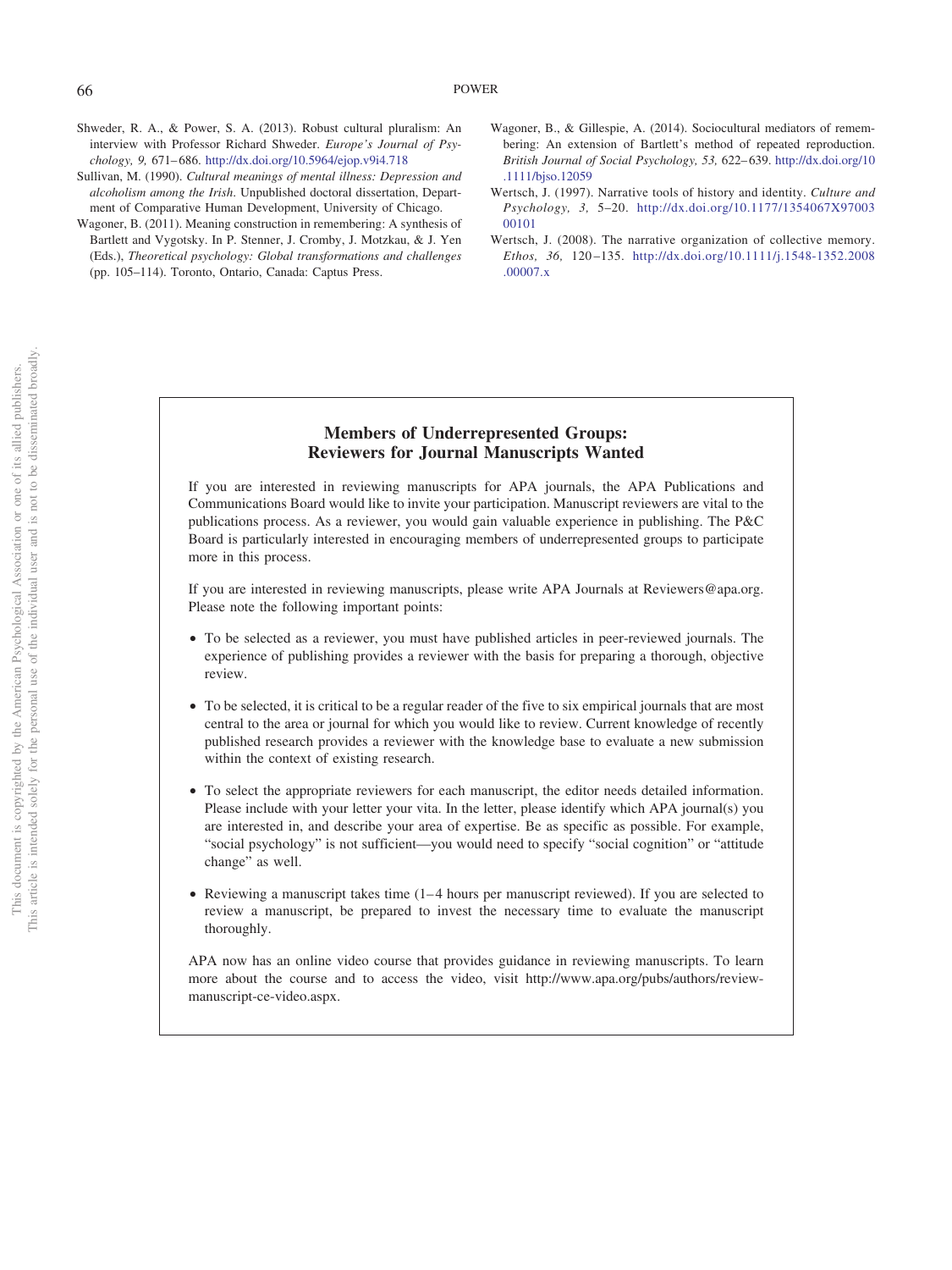Shweder, R. A., & Power, S. A. (2013). Robust cultural pluralism: An interview with Professor Richard Shweder. *Europe's Journal of Psychology, 9,* 671–686. http://dx.doi.org/10.5964/ejop.v9i4.718

Sullivan, M. (1990). *Cultural meanings of mental illness: Depression and alcoholism among the Irish*. Unpublished doctoral dissertation, Department of Comparative Human Development, University of Chicago.

Wagoner, B. (2011). Meaning construction in remembering: A synthesis of Bartlett and Vygotsky. In P. Stenner, J. Cromby, J. Motzkau, & J. Yen (Eds.), *Theoretical psychology: Global transformations and challenges* (pp. 105–114). Toronto, Ontario, Canada: Captus Press.

Wagoner, B., & Gillespie, A. (2014). Sociocultural mediators of remembering: An extension of Bartlett's method of repeated reproduction. *British Journal of Social Psychology, 53,* 622–639. http://dx.doi.org/10.1111/bjso.12059

Wertsch, J. (1997). Narrative tools of history and identity. *Culture and Psychology, 3,* 5–20. http://dx.doi.org/10.1177/1354067X9700300101

Wertsch, J. (2008). The narrative organization of collective memory. *Ethos, 36,* 120–135. http://dx.doi.org/10.1111/j.1548-1352.2008.00007.x

## Members of Underrepresented Groups: Reviewers for Journal Manuscripts Wanted

If you are interested in reviewing manuscripts for APA journals, the APA Publications and Communications Board would like to invite your participation. Manuscript reviewers are vital to the publications process. As a reviewer, you would gain valuable experience in publishing. The P&C Board is particularly interested in encouraging members of underrepresented groups to participate more in this process.

If you are interested in reviewing manuscripts, please write APA Journals at Reviewers@apa.org. Please note the following important points:

- To be selected as a reviewer, you must have published articles in peer-reviewed journals. The experience of publishing provides a reviewer with the basis for preparing a thorough, objective review.
- To be selected, it is critical to be a regular reader of the five to six empirical journals that are most central to the area or journal for which you would like to review. Current knowledge of recently published research provides a reviewer with the knowledge base to evaluate a new submission within the context of existing research.
- To select the appropriate reviewers for each manuscript, the editor needs detailed information. Please include with your letter your vita. In the letter, please identify which APA journal(s) you are interested in, and describe your area of expertise. Be as specific as possible. For example, "social psychology" is not sufficient—you would need to specify "social cognition" or "attitude change" as well.
- Reviewing a manuscript takes time (1–4 hours per manuscript reviewed). If you are selected to review a manuscript, be prepared to invest the necessary time to evaluate the manuscript thoroughly.

APA now has an online video course that provides guidance in reviewing manuscripts. To learn more about the course and to access the video, visit http://www.apa.org/pubs/authors/review-manuscript-ce-video.aspx.